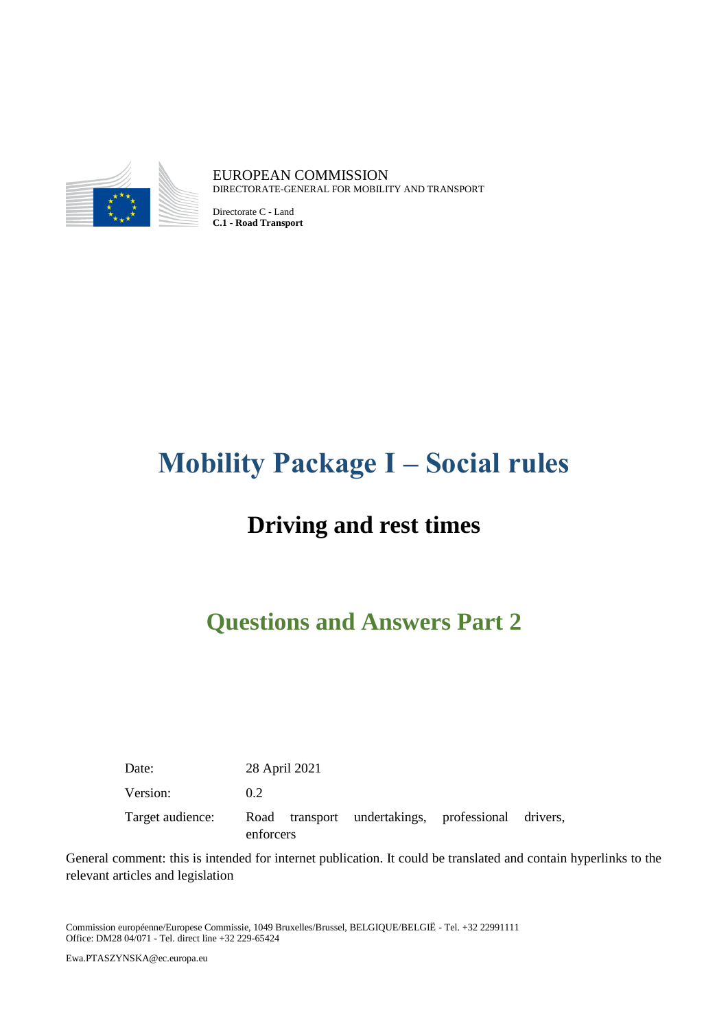EUROPEAN COMMISSION
DIRECTORATE-GENERAL FOR MOBILITY AND TRANSPORT

Directorate C - Land
**C.1 - Road Transport**

# Mobility Package I – Social rules

## Driving and rest times

## Questions and Answers Part 2

| | |
|---|---|
| Date: | 28 April 2021 |
| Version: | 0.2 |
| Target audience: | Road transport undertakings, professional drivers, enforcers |

General comment: this is intended for internet publication. It could be translated and contain hyperlinks to the relevant articles and legislation

Commission européenne/Europese Commissie, 1049 Bruxelles/Brussel, BELGIQUE/BELGIË - Tel. +32 22991111
Office: DM28 04/071 - Tel. direct line +32 229-65424

Ewa.PTASZYNSKA@ec.europa.eu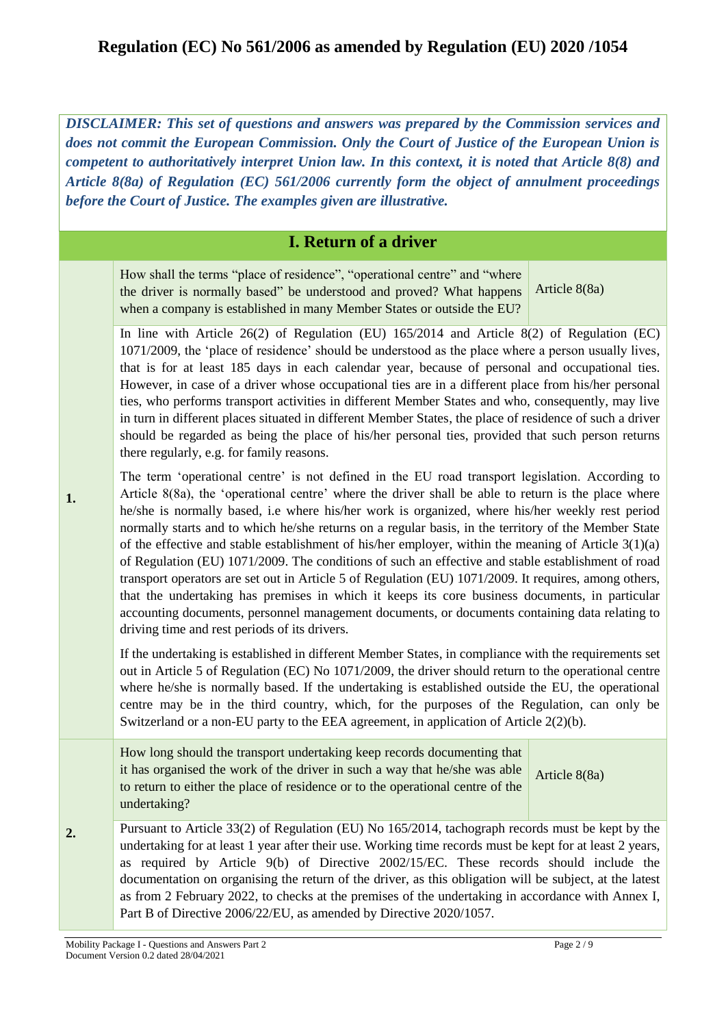# Regulation (EC) No 561/2006 as amended by Regulation (EU) 2020 /1054

***DISCLAIMER: This set of questions and answers was prepared by the Commission services and does not commit the European Commission. Only the Court of Justice of the European Union is competent to authoritatively interpret Union law. In this context, it is noted that Article 8(8) and Article 8(8a) of Regulation (EC) 561/2006 currently form the object of annulment proceedings before the Court of Justice. The examples given are illustrative.***

## I. Return of a driver

**1.** How shall the terms "place of residence", "operational centre" and "where the driver is normally based" be understood and proved? What happens when a company is established in many Member States or outside the EU? — *Article 8(8a)*

In line with Article 26(2) of Regulation (EU) 165/2014 and Article 8(2) of Regulation (EC) 1071/2009, the 'place of residence' should be understood as the place where a person usually lives, that is for at least 185 days in each calendar year, because of personal and occupational ties. However, in case of a driver whose occupational ties are in a different place from his/her personal ties, who performs transport activities in different Member States and who, consequently, may live in turn in different places situated in different Member States, the place of residence of such a driver should be regarded as being the place of his/her personal ties, provided that such person returns there regularly, e.g. for family reasons.

The term 'operational centre' is not defined in the EU road transport legislation. According to Article 8(8a), the 'operational centre' where the driver shall be able to return is the place where he/she is normally based, i.e where his/her work is organized, where his/her weekly rest period normally starts and to which he/she returns on a regular basis, in the territory of the Member State of the effective and stable establishment of his/her employer, within the meaning of Article 3(1)(a) of Regulation (EU) 1071/2009. The conditions of such an effective and stable establishment of road transport operators are set out in Article 5 of Regulation (EU) 1071/2009. It requires, among others, that the undertaking has premises in which it keeps its core business documents, in particular accounting documents, personnel management documents, or documents containing data relating to driving time and rest periods of its drivers.

If the undertaking is established in different Member States, in compliance with the requirements set out in Article 5 of Regulation (EC) No 1071/2009, the driver should return to the operational centre where he/she is normally based. If the undertaking is established outside the EU, the operational centre may be in the third country, which, for the purposes of the Regulation, can only be Switzerland or a non-EU party to the EEA agreement, in application of Article 2(2)(b).

**2.** How long should the transport undertaking keep records documenting that it has organised the work of the driver in such a way that he/she was able to return to either the place of residence or to the operational centre of the undertaking? — *Article 8(8a)*

Pursuant to Article 33(2) of Regulation (EU) No 165/2014, tachograph records must be kept by the undertaking for at least 1 year after their use. Working time records must be kept for at least 2 years, as required by Article 9(b) of Directive 2002/15/EC. These records should include the documentation on organising the return of the driver, as this obligation will be subject, at the latest as from 2 February 2022, to checks at the premises of the undertaking in accordance with Annex I, Part B of Directive 2006/22/EU, as amended by Directive 2020/1057.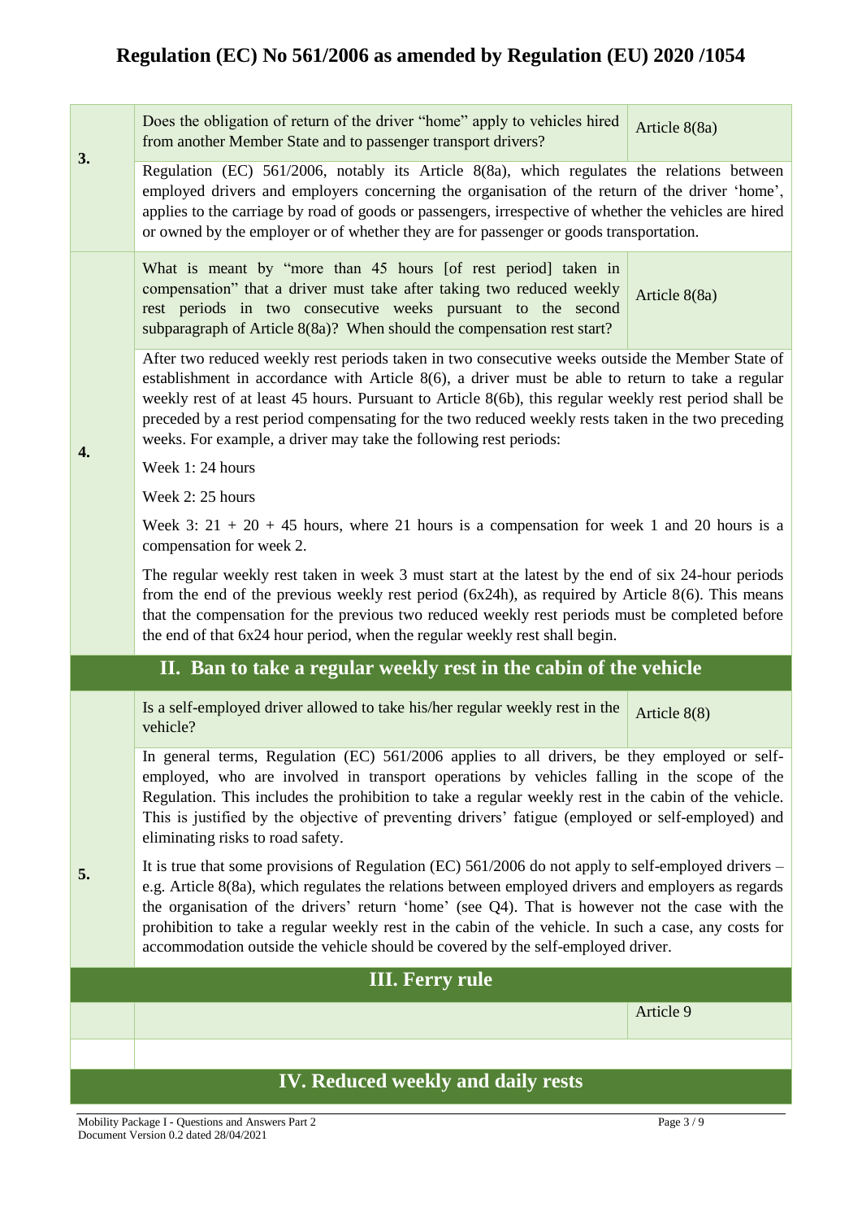| | | |
|---|---|---|
| **3.** | Does the obligation of return of the driver "home" apply to vehicles hired from another Member State and to passenger transport drivers? | Article 8(8a) |
| | Regulation (EC) 561/2006, notably its Article 8(8a), which regulates the relations between employed drivers and employers concerning the organisation of the return of the driver 'home', applies to the carriage by road of goods or passengers, irrespective of whether the vehicles are hired or owned by the employer or of whether they are for passenger or goods transportation. | |
| **4.** | What is meant by "more than 45 hours [of rest period] taken in compensation" that a driver must take after taking two reduced weekly rest periods in two consecutive weeks pursuant to the second subparagraph of Article 8(8a)? When should the compensation rest start? | Article 8(8a) |
| | After two reduced weekly rest periods taken in two consecutive weeks outside the Member State of establishment in accordance with Article 8(6), a driver must be able to return to take a regular weekly rest of at least 45 hours. Pursuant to Article 8(6b), this regular weekly rest period shall be preceded by a rest period compensating for the two reduced weekly rests taken in the two preceding weeks. For example, a driver may take the following rest periods:<br><br>Week 1: 24 hours<br><br>Week 2: 25 hours<br><br>Week 3: 21 + 20 + 45 hours, where 21 hours is a compensation for week 1 and 20 hours is a compensation for week 2.<br><br>The regular weekly rest taken in week 3 must start at the latest by the end of six 24-hour periods from the end of the previous weekly rest period (6x24h), as required by Article 8(6). This means that the compensation for the previous two reduced weekly rest periods must be completed before the end of that 6x24 hour period, when the regular weekly rest shall begin. | |
| | **II. Ban to take a regular weekly rest in the cabin of the vehicle** | |
| **5.** | Is a self-employed driver allowed to take his/her regular weekly rest in the vehicle? | Article 8(8) |
| | In general terms, Regulation (EC) 561/2006 applies to all drivers, be they employed or self-employed, who are involved in transport operations by vehicles falling in the scope of the Regulation. This includes the prohibition to take a regular weekly rest in the cabin of the vehicle. This is justified by the objective of preventing drivers' fatigue (employed or self-employed) and eliminating risks to road safety.<br><br>It is true that some provisions of Regulation (EC) 561/2006 do not apply to self-employed drivers – e.g. Article 8(8a), which regulates the relations between employed drivers and employers as regards the organisation of the drivers' return 'home' (see Q4). That is however not the case with the prohibition to take a regular weekly rest in the cabin of the vehicle. In such a case, any costs for accommodation outside the vehicle should be covered by the self-employed driver. | |
| | **III. Ferry rule** | |
| | | Article 9 |
| | | |
| | **IV. Reduced weekly and daily rests** | |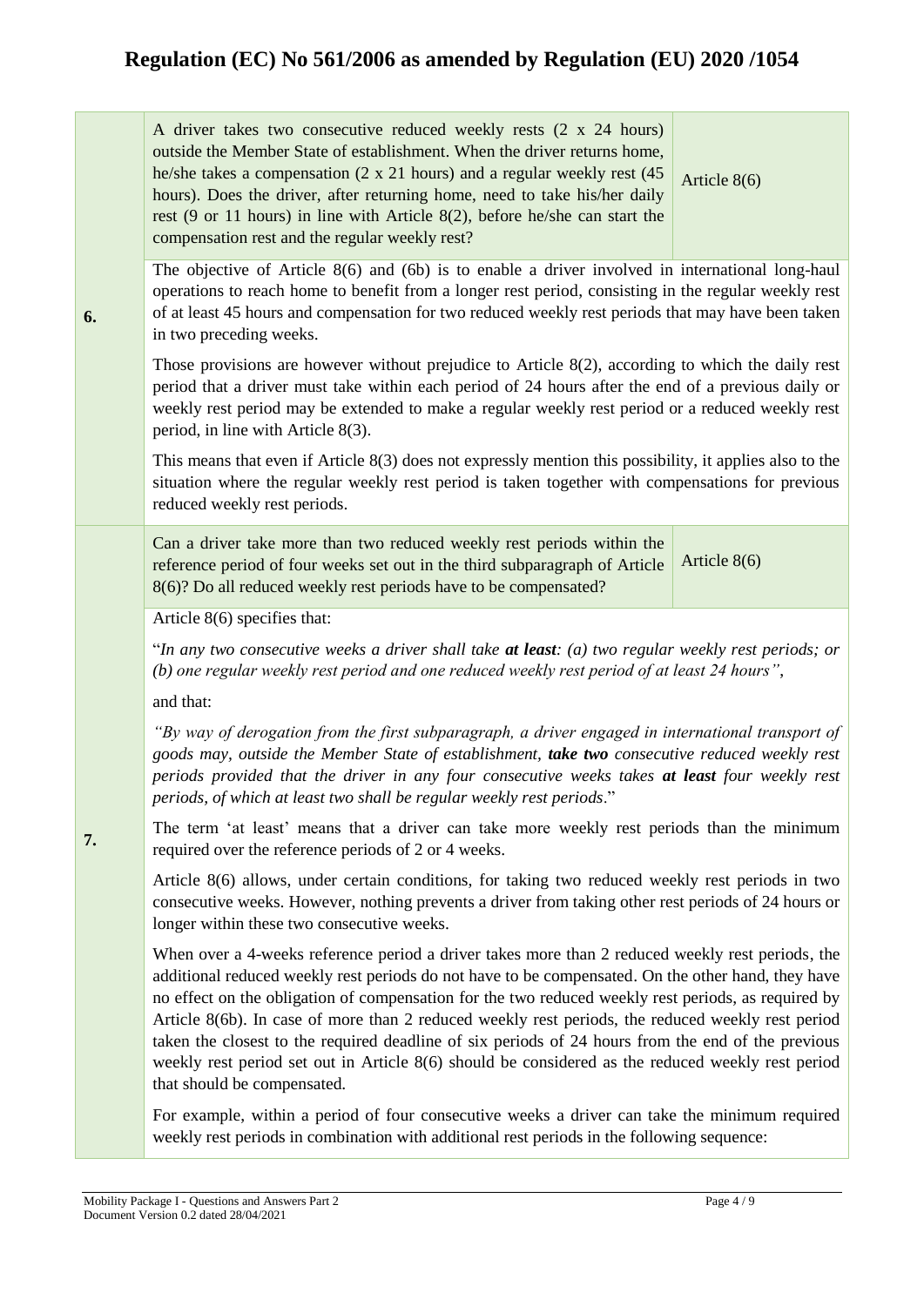# Regulation (EC) No 561/2006 as amended by Regulation (EU) 2020 /1054

| | | |
|---|---|---|
| **6.** | A driver takes two consecutive reduced weekly rests (2 x 24 hours) outside the Member State of establishment. When the driver returns home, he/she takes a compensation (2 x 21 hours) and a regular weekly rest (45 hours). Does the driver, after returning home, need to take his/her daily rest (9 or 11 hours) in line with Article 8(2), before he/she can start the compensation rest and the regular weekly rest? | Article 8(6) |
| | The objective of Article 8(6) and (6b) is to enable a driver involved in international long-haul operations to reach home to benefit from a longer rest period, consisting in the regular weekly rest of at least 45 hours and compensation for two reduced weekly rest periods that may have been taken in two preceding weeks.<br><br>Those provisions are however without prejudice to Article 8(2), according to which the daily rest period that a driver must take within each period of 24 hours after the end of a previous daily or weekly rest period may be extended to make a regular weekly rest period or a reduced weekly rest period, in line with Article 8(3).<br><br>This means that even if Article 8(3) does not expressly mention this possibility, it applies also to the situation where the regular weekly rest period is taken together with compensations for previous reduced weekly rest periods. | |
| **7.** | Can a driver take more than two reduced weekly rest periods within the reference period of four weeks set out in the third subparagraph of Article 8(6)? Do all reduced weekly rest periods have to be compensated? | Article 8(6) |
| | Article 8(6) specifies that:<br><br>"*In any two consecutive weeks a driver shall take **at least**: (a) two regular weekly rest periods; or (b) one regular weekly rest period and one reduced weekly rest period of at least 24 hours"*,<br><br>and that:<br><br>*"By way of derogation from the first subparagraph, a driver engaged in international transport of goods may, outside the Member State of establishment, **take two** consecutive reduced weekly rest periods provided that the driver in any four consecutive weeks takes **at least** four weekly rest periods, of which at least two shall be regular weekly rest periods*."<br><br>The term 'at least' means that a driver can take more weekly rest periods than the minimum required over the reference periods of 2 or 4 weeks.<br><br>Article 8(6) allows, under certain conditions, for taking two reduced weekly rest periods in two consecutive weeks. However, nothing prevents a driver from taking other rest periods of 24 hours or longer within these two consecutive weeks.<br><br>When over a 4-weeks reference period a driver takes more than 2 reduced weekly rest periods, the additional reduced weekly rest periods do not have to be compensated. On the other hand, they have no effect on the obligation of compensation for the two reduced weekly rest periods, as required by Article 8(6b). In case of more than 2 reduced weekly rest periods, the reduced weekly rest period taken the closest to the required deadline of six periods of 24 hours from the end of the previous weekly rest period set out in Article 8(6) should be considered as the reduced weekly rest period that should be compensated.<br><br>For example, within a period of four consecutive weeks a driver can take the minimum required weekly rest periods in combination with additional rest periods in the following sequence: | |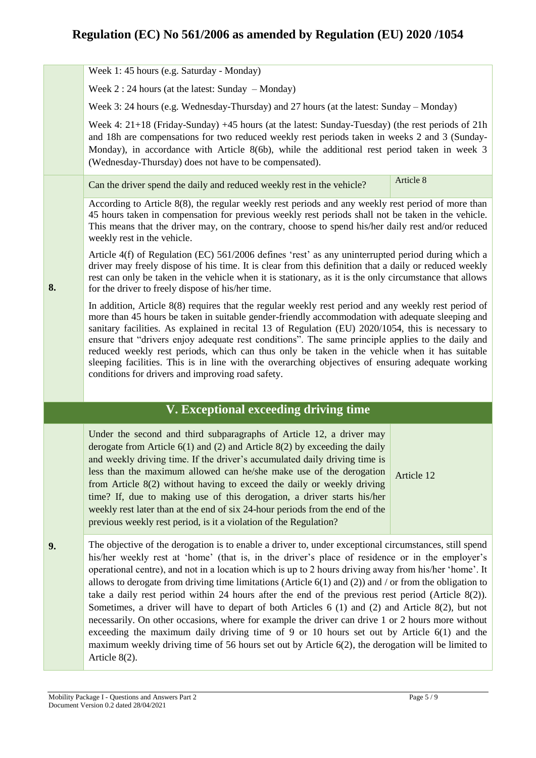Week 1: 45 hours (e.g. Saturday - Monday)

Week 2 : 24 hours (at the latest: Sunday – Monday)

Week 3: 24 hours (e.g. Wednesday-Thursday) and 27 hours (at the latest: Sunday – Monday)

Week 4: 21+18 (Friday-Sunday) +45 hours (at the latest: Sunday-Tuesday) (the rest periods of 21h and 18h are compensations for two reduced weekly rest periods taken in weeks 2 and 3 (Sunday-Monday), in accordance with Article 8(6b), while the additional rest period taken in week 3 (Wednesday-Thursday) does not have to be compensated).

**8.** Can the driver spend the daily and reduced weekly rest in the vehicle? *(Article 8)*

According to Article 8(8), the regular weekly rest periods and any weekly rest period of more than 45 hours taken in compensation for previous weekly rest periods shall not be taken in the vehicle. This means that the driver may, on the contrary, choose to spend his/her daily rest and/or reduced weekly rest in the vehicle.

Article 4(f) of Regulation (EC) 561/2006 defines 'rest' as any uninterrupted period during which a driver may freely dispose of his time. It is clear from this definition that a daily or reduced weekly rest can only be taken in the vehicle when it is stationary, as it is the only circumstance that allows for the driver to freely dispose of his/her time.

In addition, Article 8(8) requires that the regular weekly rest period and any weekly rest period of more than 45 hours be taken in suitable gender-friendly accommodation with adequate sleeping and sanitary facilities. As explained in recital 13 of Regulation (EU) 2020/1054, this is necessary to ensure that "drivers enjoy adequate rest conditions". The same principle applies to the daily and reduced weekly rest periods, which can thus only be taken in the vehicle when it has suitable sleeping facilities. This is in line with the overarching objectives of ensuring adequate working conditions for drivers and improving road safety.

## V. Exceptional exceeding driving time

**9.** Under the second and third subparagraphs of Article 12, a driver may derogate from Article 6(1) and (2) and Article 8(2) by exceeding the daily and weekly driving time. If the driver's accumulated daily driving time is less than the maximum allowed can he/she make use of the derogation from Article 8(2) without having to exceed the daily or weekly driving time? If, due to making use of this derogation, a driver starts his/her weekly rest later than at the end of six 24-hour periods from the end of the previous weekly rest period, is it a violation of the Regulation? *(Article 12)*

The objective of the derogation is to enable a driver to, under exceptional circumstances, still spend his/her weekly rest at 'home' (that is, in the driver's place of residence or in the employer's operational centre), and not in a location which is up to 2 hours driving away from his/her 'home'. It allows to derogate from driving time limitations (Article 6(1) and (2)) and / or from the obligation to take a daily rest period within 24 hours after the end of the previous rest period (Article 8(2)). Sometimes, a driver will have to depart of both Articles 6 (1) and (2) and Article 8(2), but not necessarily. On other occasions, where for example the driver can drive 1 or 2 hours more without exceeding the maximum daily driving time of 9 or 10 hours set out by Article 6(1) and the maximum weekly driving time of 56 hours set out by Article 6(2), the derogation will be limited to Article 8(2).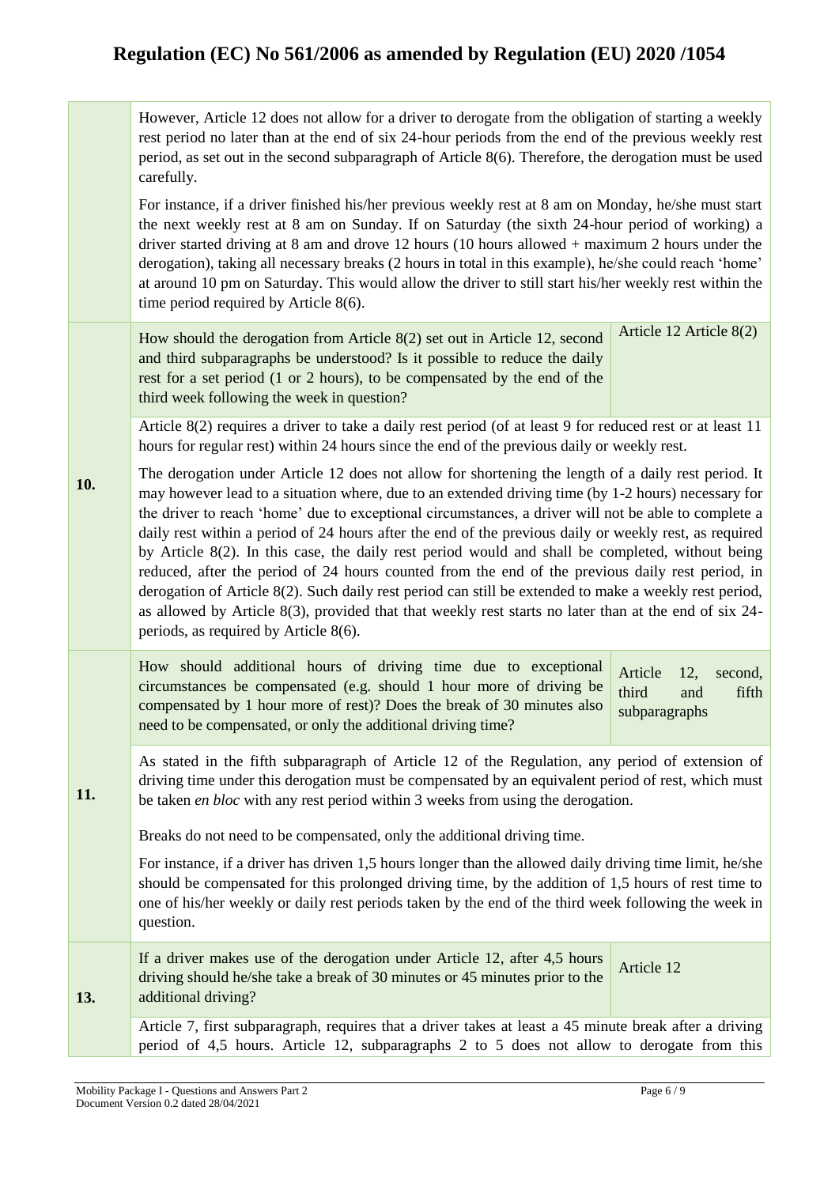| | | |
|---|---|---|
| | However, Article 12 does not allow for a driver to derogate from the obligation of starting a weekly rest period no later than at the end of six 24-hour periods from the end of the previous weekly rest period, as set out in the second subparagraph of Article 8(6). Therefore, the derogation must be used carefully.<br><br>For instance, if a driver finished his/her previous weekly rest at 8 am on Monday, he/she must start the next weekly rest at 8 am on Sunday. If on Saturday (the sixth 24-hour period of working) a driver started driving at 8 am and drove 12 hours (10 hours allowed + maximum 2 hours under the derogation), taking all necessary breaks (2 hours in total in this example), he/she could reach 'home' at around 10 pm on Saturday. This would allow the driver to still start his/her weekly rest within the time period required by Article 8(6). | |
| **10.** | How should the derogation from Article 8(2) set out in Article 12, second and third subparagraphs be understood? Is it possible to reduce the daily rest for a set period (1 or 2 hours), to be compensated by the end of the third week following the week in question? | Article 12 Article 8(2) |
| | Article 8(2) requires a driver to take a daily rest period (of at least 9 for reduced rest or at least 11 hours for regular rest) within 24 hours since the end of the previous daily or weekly rest.<br><br>The derogation under Article 12 does not allow for shortening the length of a daily rest period. It may however lead to a situation where, due to an extended driving time (by 1-2 hours) necessary for the driver to reach 'home' due to exceptional circumstances, a driver will not be able to complete a daily rest within a period of 24 hours after the end of the previous daily or weekly rest, as required by Article 8(2). In this case, the daily rest period would and shall be completed, without being reduced, after the period of 24 hours counted from the end of the previous daily rest period, in derogation of Article 8(2). Such daily rest period can still be extended to make a weekly rest period, as allowed by Article 8(3), provided that that weekly rest starts no later than at the end of six 24-periods, as required by Article 8(6). | |
| **11.** | How should additional hours of driving time due to exceptional circumstances be compensated (e.g. should 1 hour more of driving be compensated by 1 hour more of rest)? Does the break of 30 minutes also need to be compensated, or only the additional driving time? | Article 12, second, third and fifth subparagraphs |
| | As stated in the fifth subparagraph of Article 12 of the Regulation, any period of extension of driving time under this derogation must be compensated by an equivalent period of rest, which must be taken *en bloc* with any rest period within 3 weeks from using the derogation.<br><br>Breaks do not need to be compensated, only the additional driving time.<br><br>For instance, if a driver has driven 1,5 hours longer than the allowed daily driving time limit, he/she should be compensated for this prolonged driving time, by the addition of 1,5 hours of rest time to one of his/her weekly or daily rest periods taken by the end of the third week following the week in question. | |
| **13.** | If a driver makes use of the derogation under Article 12, after 4,5 hours driving should he/she take a break of 30 minutes or 45 minutes prior to the additional driving? | Article 12 |
| | Article 7, first subparagraph, requires that a driver takes at least a 45 minute break after a driving period of 4,5 hours. Article 12, subparagraphs 2 to 5 does not allow to derogate from this | |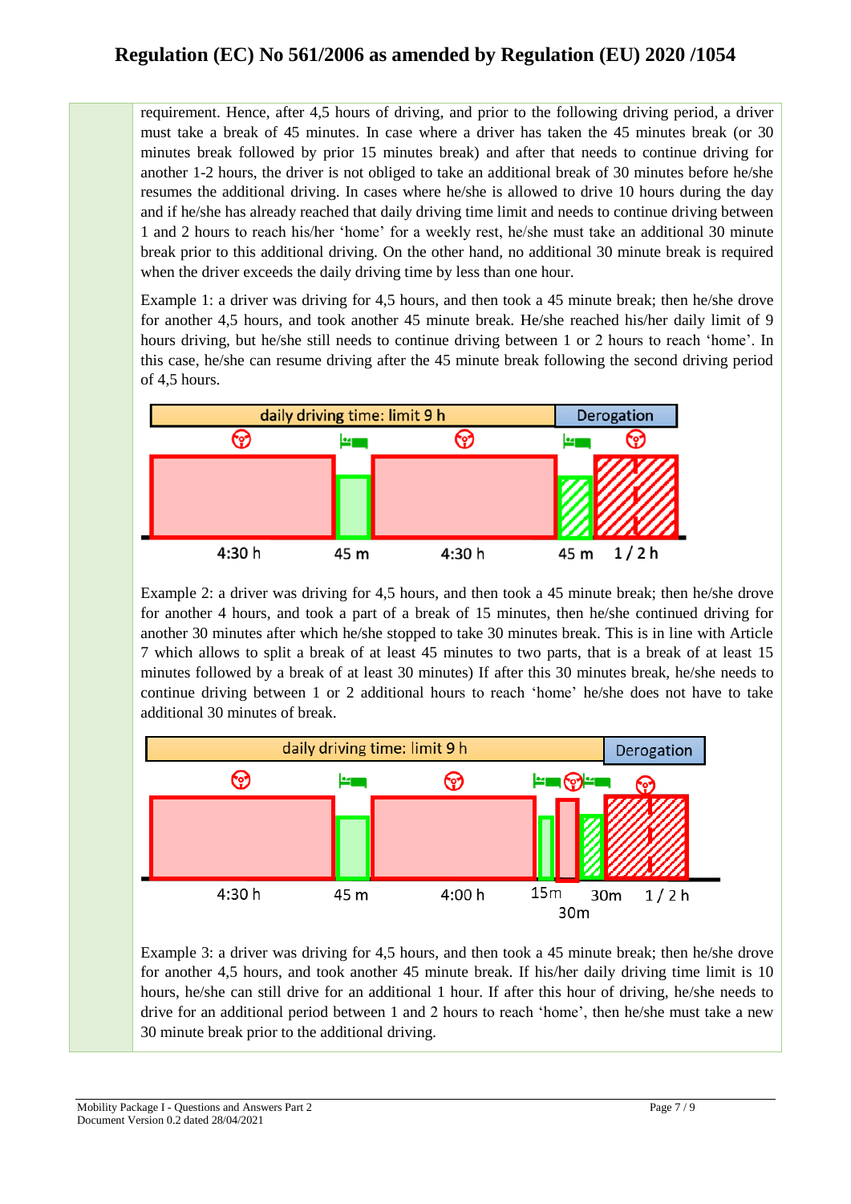requirement. Hence, after 4,5 hours of driving, and prior to the following driving period, a driver must take a break of 45 minutes. In case where a driver has taken the 45 minutes break (or 30 minutes break followed by prior 15 minutes break) and after that needs to continue driving for another 1-2 hours, the driver is not obliged to take an additional break of 30 minutes before he/she resumes the additional driving. In cases where he/she is allowed to drive 10 hours during the day and if he/she has already reached that daily driving time limit and needs to continue driving between 1 and 2 hours to reach his/her 'home' for a weekly rest, he/she must take an additional 30 minute break prior to this additional driving. On the other hand, no additional 30 minute break is required when the driver exceeds the daily driving time by less than one hour.

Example 1: a driver was driving for 4,5 hours, and then took a 45 minute break; then he/she drove for another 4,5 hours, and took another 45 minute break. He/she reached his/her daily limit of 9 hours driving, but he/she still needs to continue driving between 1 or 2 hours to reach 'home'. In this case, he/she can resume driving after the 45 minute break following the second driving period of 4,5 hours.

daily driving time: limit 9 h | Derogation

4:30 h | 45 m | 4:30 h | 45 m | 1 / 2 h

Example 2: a driver was driving for 4,5 hours, and then took a 45 minute break; then he/she drove for another 4 hours, and took a part of a break of 15 minutes, then he/she continued driving for another 30 minutes after which he/she stopped to take 30 minutes break. This is in line with Article 7 which allows to split a break of at least 45 minutes to two parts, that is a break of at least 15 minutes followed by a break of at least 30 minutes) If after this 30 minutes break, he/she needs to continue driving between 1 or 2 additional hours to reach 'home' he/she does not have to take additional 30 minutes of break.

daily driving time: limit 9 h | Derogation

4:30 h | 45 m | 4:00 h | 15m | 30m | 30m | 1 / 2 h

Example 3: a driver was driving for 4,5 hours, and then took a 45 minute break; then he/she drove for another 4,5 hours, and took another 45 minute break. If his/her daily driving time limit is 10 hours, he/she can still drive for an additional 1 hour. If after this hour of driving, he/she needs to drive for an additional period between 1 and 2 hours to reach 'home', then he/she must take a new 30 minute break prior to the additional driving.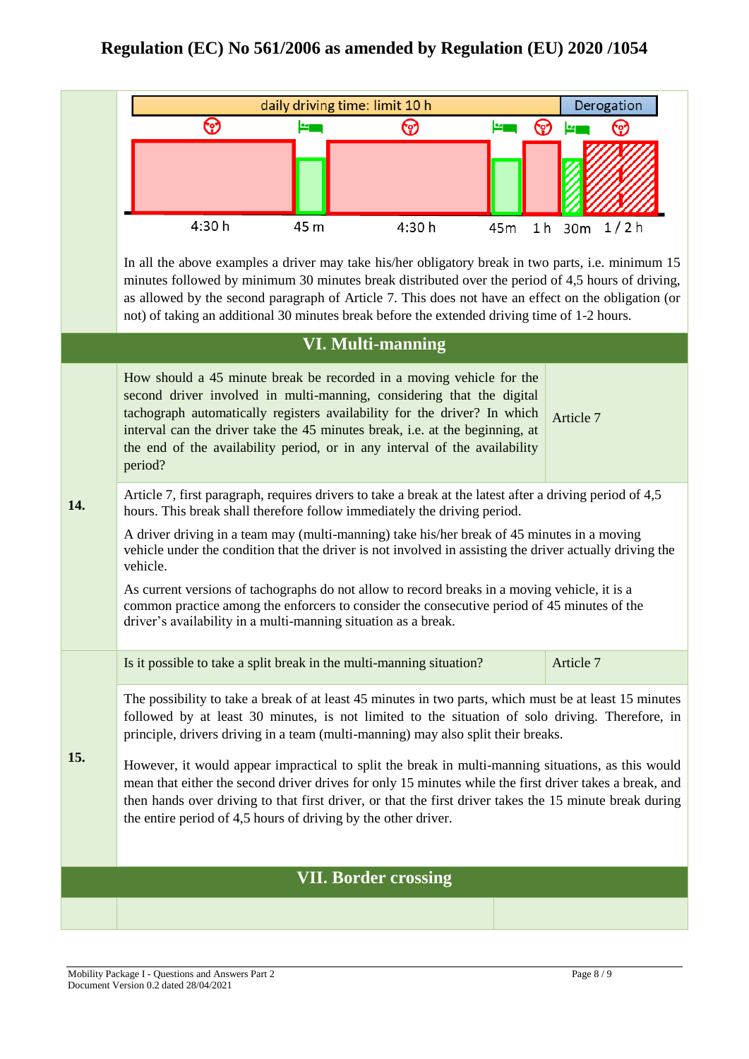| daily driving time: limit 10 h | | | | | Derogation | |
|---|---|---|---|---|---|---|
| 4:30 h | 45 m | 4:30 h | 45m | 1 h | 30m | 1 / 2 h |

In all the above examples a driver may take his/her obligatory break in two parts, i.e. minimum 15 minutes followed by minimum 30 minutes break distributed over the period of 4,5 hours of driving, as allowed by the second paragraph of Article 7. This does not have an effect on the obligation (or not) of taking an additional 30 minutes break before the extended driving time of 1-2 hours.

## VI. Multi-manning

| | | |
|---|---|---|
| **14.** | How should a 45 minute break be recorded in a moving vehicle for the second driver involved in multi-manning, considering that the digital tachograph automatically registers availability for the driver? In which interval can the driver take the 45 minutes break, i.e. at the beginning, at the end of the availability period, or in any interval of the availability period? | Article 7 |
| | Article 7, first paragraph, requires drivers to take a break at the latest after a driving period of 4,5 hours. This break shall therefore follow immediately the driving period.<br><br>A driver driving in a team may (multi-manning) take his/her break of 45 minutes in a moving vehicle under the condition that the driver is not involved in assisting the driver actually driving the vehicle.<br><br>As current versions of tachographs do not allow to record breaks in a moving vehicle, it is a common practice among the enforcers to consider the consecutive period of 45 minutes of the driver's availability in a multi-manning situation as a break. | |
| **15.** | Is it possible to take a split break in the multi-manning situation? | Article 7 |
| | The possibility to take a break of at least 45 minutes in two parts, which must be at least 15 minutes followed by at least 30 minutes, is not limited to the situation of solo driving. Therefore, in principle, drivers driving in a team (multi-manning) may also split their breaks.<br><br>However, it would appear impractical to split the break in multi-manning situations, as this would mean that either the second driver drives for only 15 minutes while the first driver takes a break, and then hands over driving to that first driver, or that the first driver takes the 15 minute break during the entire period of 4,5 hours of driving by the other driver. | |

## VII. Border crossing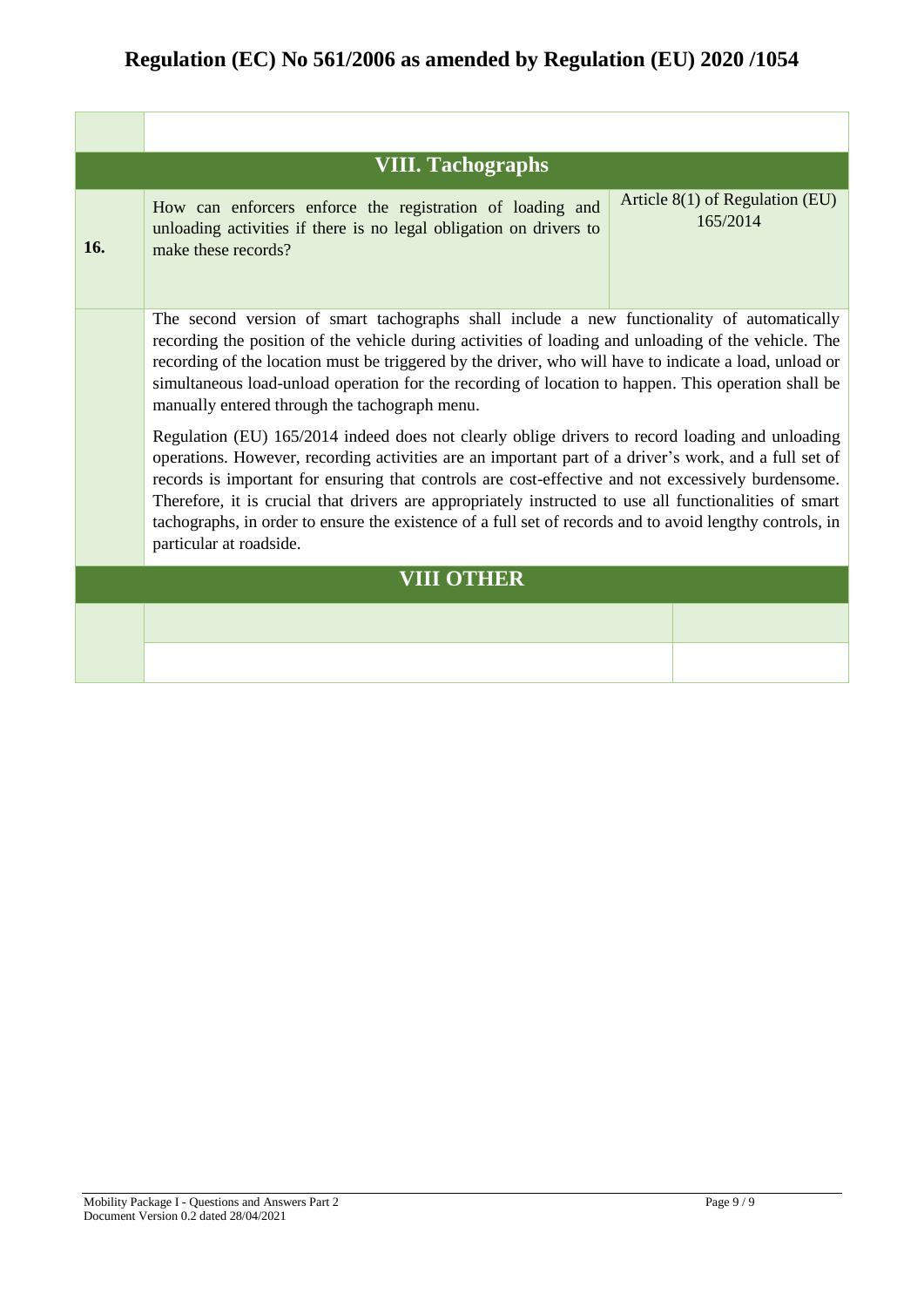# Regulation (EC) No 561/2006 as amended by Regulation (EU) 2020 /1054

## VIII. Tachographs

| | | |
|---|---|---|
| **16.** | How can enforcers enforce the registration of loading and unloading activities if there is no legal obligation on drivers to make these records? | Article 8(1) of Regulation (EU) 165/2014 |

The second version of smart tachographs shall include a new functionality of automatically recording the position of the vehicle during activities of loading and unloading of the vehicle. The recording of the location must be triggered by the driver, who will have to indicate a load, unload or simultaneous load-unload operation for the recording of location to happen. This operation shall be manually entered through the tachograph menu.

Regulation (EU) 165/2014 indeed does not clearly oblige drivers to record loading and unloading operations. However, recording activities are an important part of a driver's work, and a full set of records is important for ensuring that controls are cost-effective and not excessively burdensome. Therefore, it is crucial that drivers are appropriately instructed to use all functionalities of smart tachographs, in order to ensure the existence of a full set of records and to avoid lengthy controls, in particular at roadside.

## VIII OTHER